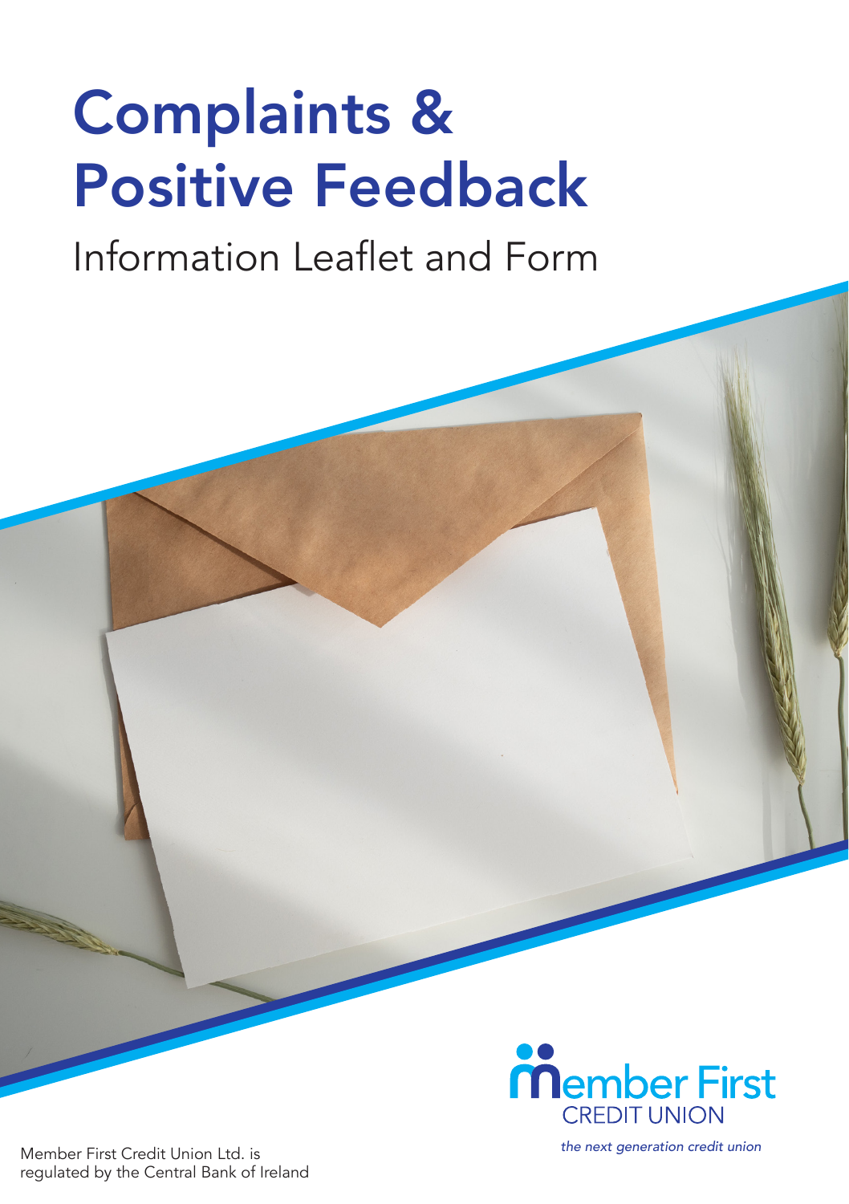# Complaints & Positive Feedback

## Information Leaflet and Form

Member First CREDIT UNION

*the next generation credit union*

Member First Credit Union Ltd. is regulated by the Central Bank of Ireland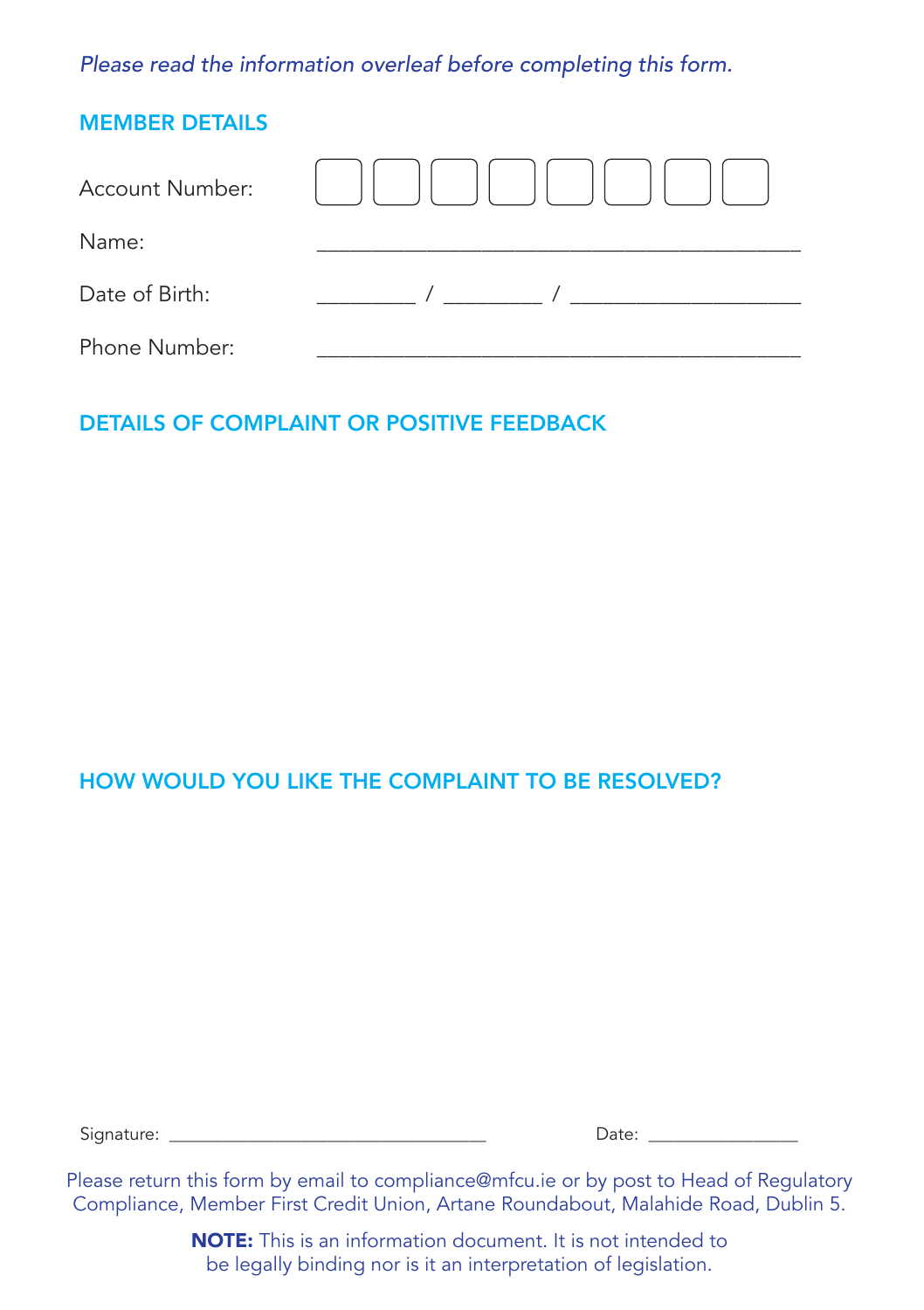*Please read the information overleaf before completing this form.*

## MEMBER DETAILS

Account Number: ☐☐☐☐☐☐☐☐

Name: ____________________________________________

Date of Birth: _________ / _________ / ____________________

Phone Number: ____________________________________________

## DETAILS OF COMPLAINT OR POSITIVE FEEDBACK

## HOW WOULD YOU LIKE THE COMPLAINT TO BE RESOLVED?

Signature: ____________________________________ Date: ________________

Please return this form by email to compliance@mfcu.ie or by post to Head of Regulatory Compliance, Member First Credit Union, Artane Roundabout, Malahide Road, Dublin 5.

**NOTE:** This is an information document. It is not intended to be legally binding nor is it an interpretation of legislation.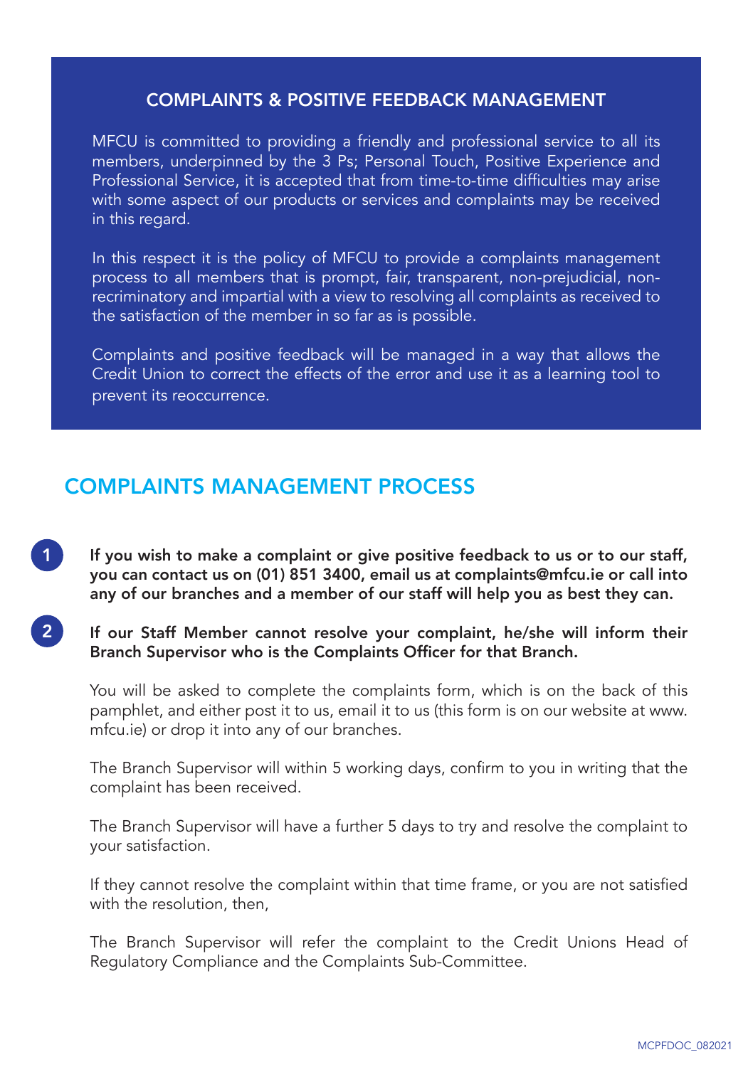## COMPLAINTS & POSITIVE FEEDBACK MANAGEMENT

MFCU is committed to providing a friendly and professional service to all its members, underpinned by the 3 Ps; Personal Touch, Positive Experience and Professional Service, it is accepted that from time-to-time difficulties may arise with some aspect of our products or services and complaints may be received in this regard.

In this respect it is the policy of MFCU to provide a complaints management process to all members that is prompt, fair, transparent, non-prejudicial, non-recriminatory and impartial with a view to resolving all complaints as received to the satisfaction of the member in so far as is possible.

Complaints and positive feedback will be managed in a way that allows the Credit Union to correct the effects of the error and use it as a learning tool to prevent its reoccurrence.

## COMPLAINTS MANAGEMENT PROCESS

1. **If you wish to make a complaint or give positive feedback to us or to our staff, you can contact us on (01) 851 3400, email us at complaints@mfcu.ie or call into any of our branches and a member of our staff will help you as best they can.**

2. **If our Staff Member cannot resolve your complaint, he/she will inform their Branch Supervisor who is the Complaints Officer for that Branch.**

   You will be asked to complete the complaints form, which is on the back of this pamphlet, and either post it to us, email it to us (this form is on our website at www.mfcu.ie) or drop it into any of our branches.

   The Branch Supervisor will within 5 working days, confirm to you in writing that the complaint has been received.

   The Branch Supervisor will have a further 5 days to try and resolve the complaint to your satisfaction.

   If they cannot resolve the complaint within that time frame, or you are not satisfied with the resolution, then,

   The Branch Supervisor will refer the complaint to the Credit Unions Head of Regulatory Compliance and the Complaints Sub-Committee.

MCPFDOC_082021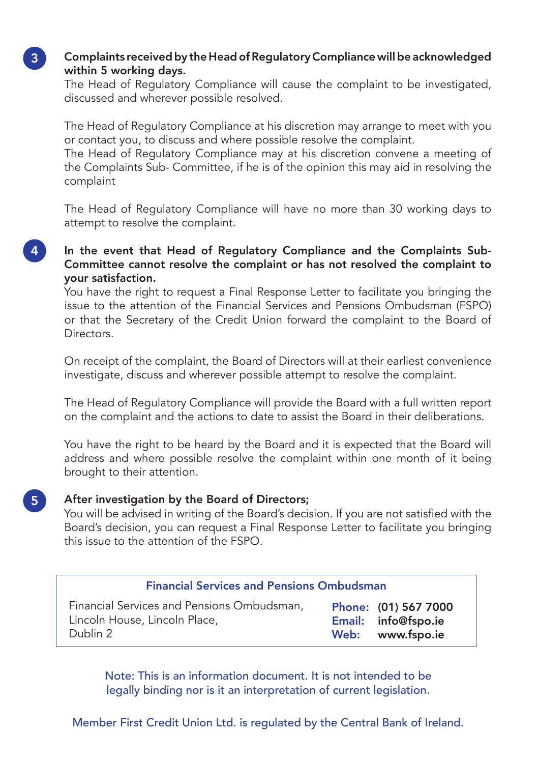3. **Complaints received by the Head of Regulatory Compliance will be acknowledged within 5 working days.**
   The Head of Regulatory Compliance will cause the complaint to be investigated, discussed and wherever possible resolved.

   The Head of Regulatory Compliance at his discretion may arrange to meet with you or contact you, to discuss and where possible resolve the complaint.
   The Head of Regulatory Compliance may at his discretion convene a meeting of the Complaints Sub- Committee, if he is of the opinion this may aid in resolving the complaint

   The Head of Regulatory Compliance will have no more than 30 working days to attempt to resolve the complaint.

4. **In the event that Head of Regulatory Compliance and the Complaints Sub-Committee cannot resolve the complaint or has not resolved the complaint to your satisfaction.**
   You have the right to request a Final Response Letter to facilitate you bringing the issue to the attention of the Financial Services and Pensions Ombudsman (FSPO) or that the Secretary of the Credit Union forward the complaint to the Board of Directors.

   On receipt of the complaint, the Board of Directors will at their earliest convenience investigate, discuss and wherever possible attempt to resolve the complaint.

   The Head of Regulatory Compliance will provide the Board with a full written report on the complaint and the actions to date to assist the Board in their deliberations.

   You have the right to be heard by the Board and it is expected that the Board will address and where possible resolve the complaint within one month of it being brought to their attention.

5. **After investigation by the Board of Directors;**
   You will be advised in writing of the Board's decision. If you are not satisfied with the Board's decision, you can request a Final Response Letter to facilitate you bringing this issue to the attention of the FSPO.

**Financial Services and Pensions Ombudsman**

Financial Services and Pensions Ombudsman,
Lincoln House, Lincoln Place,
Dublin 2

**Phone:** (01) 567 7000
**Email:** info@fspo.ie
**Web:** www.fspo.ie

Note: This is an information document. It is not intended to be legally binding nor is it an interpretation of current legislation.

Member First Credit Union Ltd. is regulated by the Central Bank of Ireland.